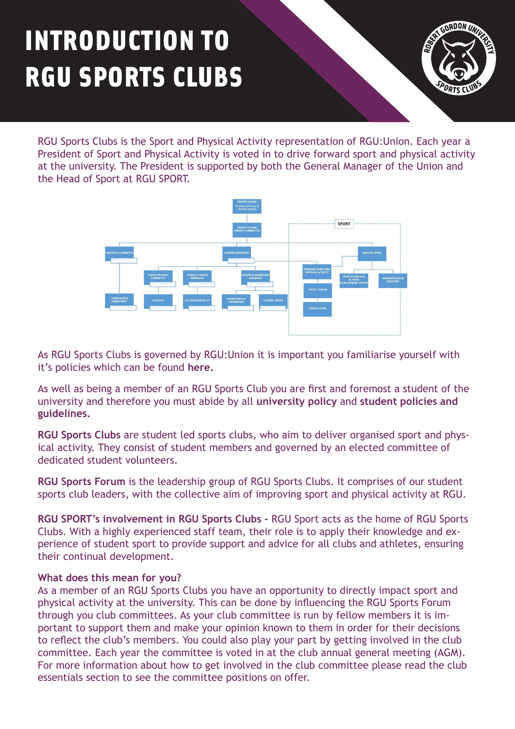# INTRODUCTION TO RGU SPORTS CLUBS

RGU Sports Clubs is the Sport and Physical Activity representation of RGU:Union. Each year a President of Sport and Physical Activity is voted in to drive forward sport and physical activity at the university. The President is supported by both the General Manager of the Union and the Head of Sport at RGU SPORT.

As RGU Sports Clubs is governed by RGU:Union it is important you familiarise yourself with it's policies which can be found **here.**

As well as being a member of an RGU Sports Club you are first and foremost a student of the university and therefore you must abide by all **university policy** and **student policies and guidelines.**

**RGU Sports Clubs** are student led sports clubs, who aim to deliver organised sport and physical activity. They consist of student members and governed by an elected committee of dedicated student volunteers.

**RGU Sports Forum** is the leadership group of RGU Sports Clubs. It comprises of our student sports club leaders, with the collective aim of improving sport and physical activity at RGU.

**RGU SPORT's involvement in RGU Sports Clubs -** RGU Sport acts as the home of RGU Sports Clubs. With a highly experienced staff team, their role is to apply their knowledge and experience of student sport to provide support and advice for all clubs and athletes, ensuring their continual development.

**What does this mean for you?**

As a member of an RGU Sports Clubs you have an opportunity to directly impact sport and physical activity at the university. This can be done by influencing the RGU Sports Forum through you club committees. As your club committee is run by fellow members it is important to support them and make your opinion known to them in order for their decisions to reflect the club's members. You could also play your part by getting involved in the club committee. Each year the committee is voted in at the club annual general meeting (AGM). For more information about how to get involved in the club committee please read the club essentials section to see the committee positions on offer.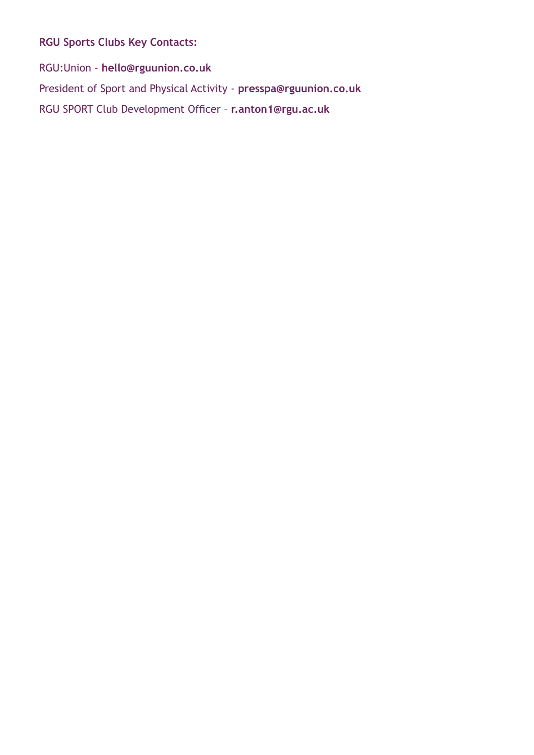**RGU Sports Clubs Key Contacts:**

RGU:Union - **hello@rguunion.co.uk**

President of Sport and Physical Activity - **presspa@rguunion.co.uk**

RGU SPORT Club Development Officer – **r.anton1@rgu.ac.uk**